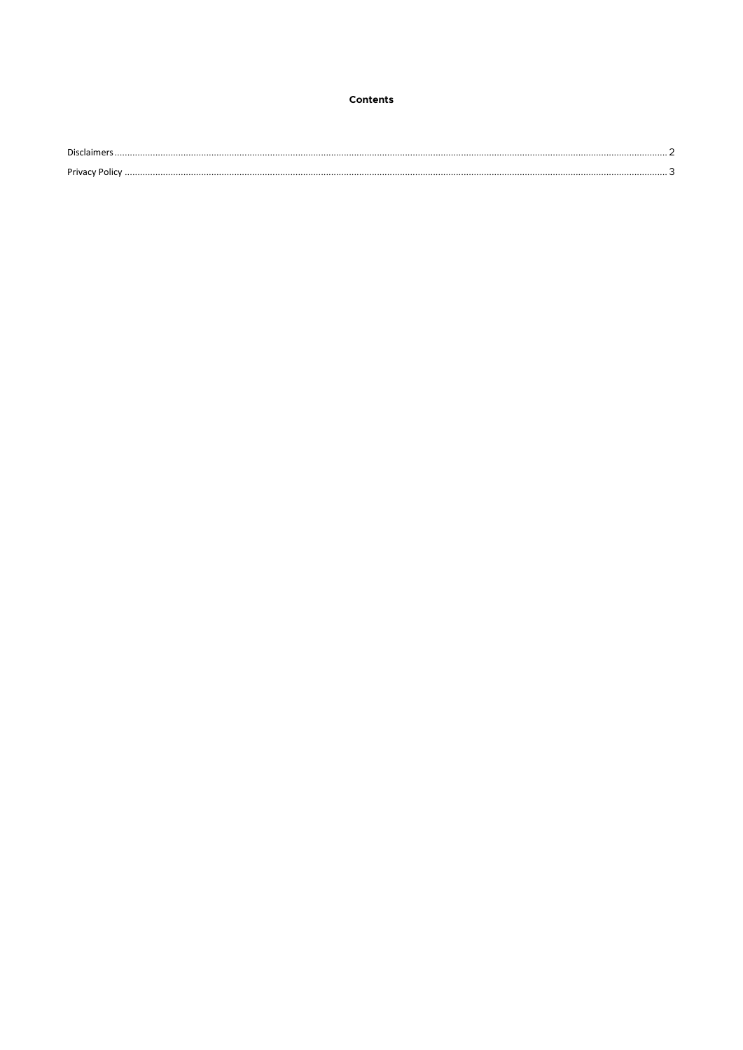# Contents

Disclaimers ........................................................................................................................................................ 2

Privacy Policy ..................................................................................................................................................... 3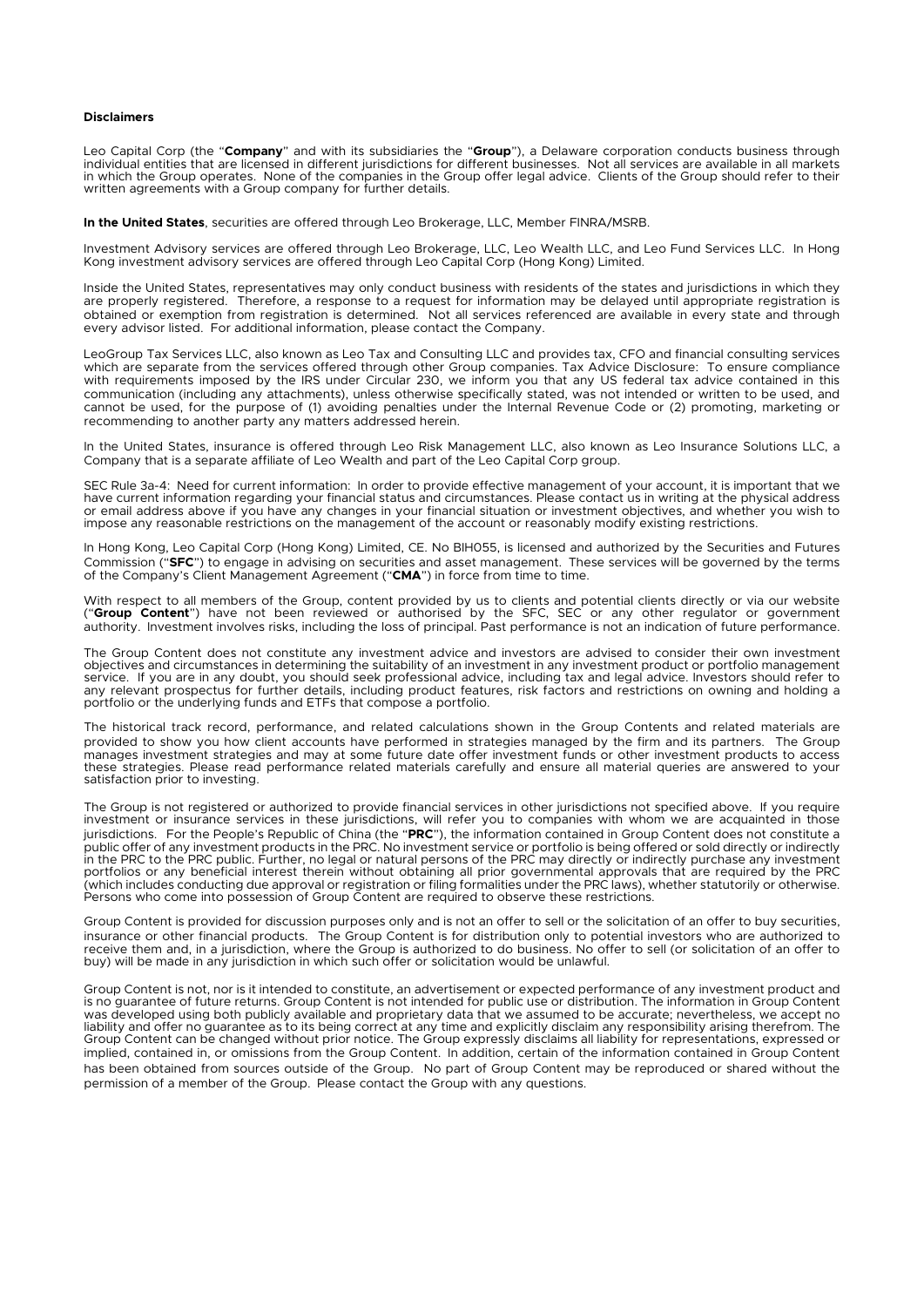**Disclaimers**

Leo Capital Corp (the "**Company**" and with its subsidiaries the "**Group**"), a Delaware corporation conducts business through individual entities that are licensed in different jurisdictions for different businesses. Not all services are available in all markets in which the Group operates. None of the companies in the Group offer legal advice. Clients of the Group should refer to their written agreements with a Group company for further details.

**In the United States**, securities are offered through Leo Brokerage, LLC, Member FINRA/MSRB.

Investment Advisory services are offered through Leo Brokerage, LLC, Leo Wealth LLC, and Leo Fund Services LLC. In Hong Kong investment advisory services are offered through Leo Capital Corp (Hong Kong) Limited.

Inside the United States, representatives may only conduct business with residents of the states and jurisdictions in which they are properly registered. Therefore, a response to a request for information may be delayed until appropriate registration is obtained or exemption from registration is determined. Not all services referenced are available in every state and through every advisor listed. For additional information, please contact the Company.

LeoGroup Tax Services LLC, also known as Leo Tax and Consulting LLC and provides tax, CFO and financial consulting services which are separate from the services offered through other Group companies. Tax Advice Disclosure: To ensure compliance with requirements imposed by the IRS under Circular 230, we inform you that any US federal tax advice contained in this communication (including any attachments), unless otherwise specifically stated, was not intended or written to be used, and cannot be used, for the purpose of (1) avoiding penalties under the Internal Revenue Code or (2) promoting, marketing or recommending to another party any matters addressed herein.

In the United States, insurance is offered through Leo Risk Management LLC, also known as Leo Insurance Solutions LLC, a Company that is a separate affiliate of Leo Wealth and part of the Leo Capital Corp group.

SEC Rule 3a-4: Need for current information: In order to provide effective management of your account, it is important that we have current information regarding your financial status and circumstances. Please contact us in writing at the physical address or email address above if you have any changes in your financial situation or investment objectives, and whether you wish to impose any reasonable restrictions on the management of the account or reasonably modify existing restrictions.

In Hong Kong, Leo Capital Corp (Hong Kong) Limited, CE. No BIH055, is licensed and authorized by the Securities and Futures Commission ("**SFC**") to engage in advising on securities and asset management. These services will be governed by the terms of the Company's Client Management Agreement ("**CMA**") in force from time to time.

With respect to all members of the Group, content provided by us to clients and potential clients directly or via our website ("**Group Content**") have not been reviewed or authorised by the SFC, SEC or any other regulator or government authority. Investment involves risks, including the loss of principal. Past performance is not an indication of future performance.

The Group Content does not constitute any investment advice and investors are advised to consider their own investment objectives and circumstances in determining the suitability of an investment in any investment product or portfolio management service. If you are in any doubt, you should seek professional advice, including tax and legal advice. Investors should refer to any relevant prospectus for further details, including product features, risk factors and restrictions on owning and holding a portfolio or the underlying funds and ETFs that compose a portfolio.

The historical track record, performance, and related calculations shown in the Group Contents and related materials are provided to show you how client accounts have performed in strategies managed by the firm and its partners. The Group manages investment strategies and may at some future date offer investment funds or other investment products to access these strategies. Please read performance related materials carefully and ensure all material queries are answered to your satisfaction prior to investing.

The Group is not registered or authorized to provide financial services in other jurisdictions not specified above. If you require investment or insurance services in these jurisdictions, will refer you to companies with whom we are acquainted in those jurisdictions. For the People's Republic of China (the "**PRC**"), the information contained in Group Content does not constitute a public offer of any investment products in the PRC. No investment service or portfolio is being offered or sold directly or indirectly in the PRC to the PRC public. Further, no legal or natural persons of the PRC may directly or indirectly purchase any investment portfolios or any beneficial interest therein without obtaining all prior governmental approvals that are required by the PRC (which includes conducting due approval or registration or filing formalities under the PRC laws), whether statutorily or otherwise. Persons who come into possession of Group Content are required to observe these restrictions.

Group Content is provided for discussion purposes only and is not an offer to sell or the solicitation of an offer to buy securities, insurance or other financial products. The Group Content is for distribution only to potential investors who are authorized to receive them and, in a jurisdiction, where the Group is authorized to do business. No offer to sell (or solicitation of an offer to buy) will be made in any jurisdiction in which such offer or solicitation would be unlawful.

Group Content is not, nor is it intended to constitute, an advertisement or expected performance of any investment product and is no guarantee of future returns. Group Content is not intended for public use or distribution. The information in Group Content was developed using both publicly available and proprietary data that we assumed to be accurate; nevertheless, we accept no liability and offer no guarantee as to its being correct at any time and explicitly disclaim any responsibility arising therefrom. The Group Content can be changed without prior notice. The Group expressly disclaims all liability for representations, expressed or implied, contained in, or omissions from the Group Content. In addition, certain of the information contained in Group Content has been obtained from sources outside of the Group. No part of Group Content may be reproduced or shared without the permission of a member of the Group. Please contact the Group with any questions.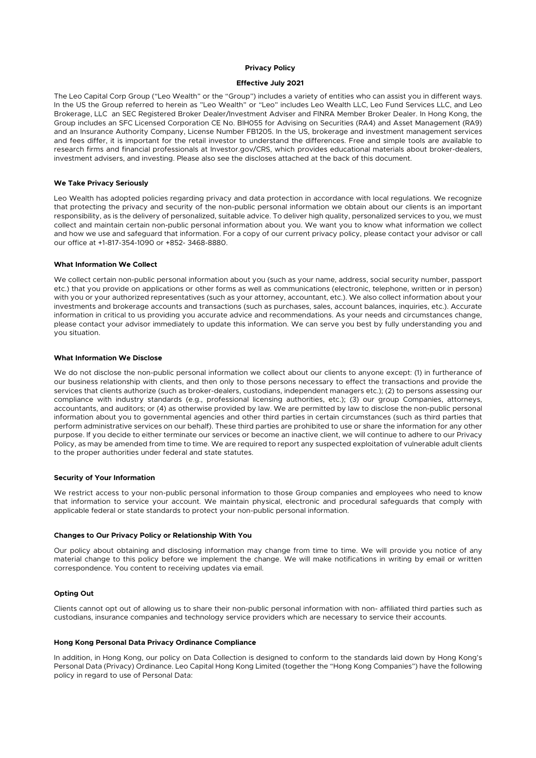# Privacy Policy

**Effective July 2021**

The Leo Capital Corp Group ("Leo Wealth" or the "Group") includes a variety of entities who can assist you in different ways. In the US the Group referred to herein as "Leo Wealth" or "Leo" includes Leo Wealth LLC, Leo Fund Services LLC, and Leo Brokerage, LLC an SEC Registered Broker Dealer/Investment Adviser and FINRA Member Broker Dealer. In Hong Kong, the Group includes an SFC Licensed Corporation CE No. BIH055 for Advising on Securities (RA4) and Asset Management (RA9) and an Insurance Authority Company, License Number FB1205. In the US, brokerage and investment management services and fees differ, it is important for the retail investor to understand the differences. Free and simple tools are available to research firms and financial professionals at Investor.gov/CRS, which provides educational materials about broker-dealers, investment advisers, and investing. Please also see the discloses attached at the back of this document.

## We Take Privacy Seriously

Leo Wealth has adopted policies regarding privacy and data protection in accordance with local regulations. We recognize that protecting the privacy and security of the non-public personal information we obtain about our clients is an important responsibility, as is the delivery of personalized, suitable advice. To deliver high quality, personalized services to you, we must collect and maintain certain non-public personal information about you. We want you to know what information we collect and how we use and safeguard that information. For a copy of our current privacy policy, please contact your advisor or call our office at +1-817-354-1090 or +852- 3468-8880.

## What Information We Collect

We collect certain non-public personal information about you (such as your name, address, social security number, passport etc.) that you provide on applications or other forms as well as communications (electronic, telephone, written or in person) with you or your authorized representatives (such as your attorney, accountant, etc.). We also collect information about your investments and brokerage accounts and transactions (such as purchases, sales, account balances, inquiries, etc.). Accurate information in critical to us providing you accurate advice and recommendations. As your needs and circumstances change, please contact your advisor immediately to update this information. We can serve you best by fully understanding you and you situation.

## What Information We Disclose

We do not disclose the non-public personal information we collect about our clients to anyone except: (1) in furtherance of our business relationship with clients, and then only to those persons necessary to effect the transactions and provide the services that clients authorize (such as broker-dealers, custodians, independent managers etc.); (2) to persons assessing our compliance with industry standards (e.g., professional licensing authorities, etc.); (3) our group Companies, attorneys, accountants, and auditors; or (4) as otherwise provided by law. We are permitted by law to disclose the non-public personal information about you to governmental agencies and other third parties in certain circumstances (such as third parties that perform administrative services on our behalf). These third parties are prohibited to use or share the information for any other purpose. If you decide to either terminate our services or become an inactive client, we will continue to adhere to our Privacy Policy, as may be amended from time to time. We are required to report any suspected exploitation of vulnerable adult clients to the proper authorities under federal and state statutes.

## Security of Your Information

We restrict access to your non-public personal information to those Group companies and employees who need to know that information to service your account. We maintain physical, electronic and procedural safeguards that comply with applicable federal or state standards to protect your non-public personal information.

## Changes to Our Privacy Policy or Relationship With You

Our policy about obtaining and disclosing information may change from time to time. We will provide you notice of any material change to this policy before we implement the change. We will make notifications in writing by email or written correspondence. You content to receiving updates via email.

## Opting Out

Clients cannot opt out of allowing us to share their non-public personal information with non- affiliated third parties such as custodians, insurance companies and technology service providers which are necessary to service their accounts.

## Hong Kong Personal Data Privacy Ordinance Compliance

In addition, in Hong Kong, our policy on Data Collection is designed to conform to the standards laid down by Hong Kong's Personal Data (Privacy) Ordinance. Leo Capital Hong Kong Limited (together the "Hong Kong Companies") have the following policy in regard to use of Personal Data: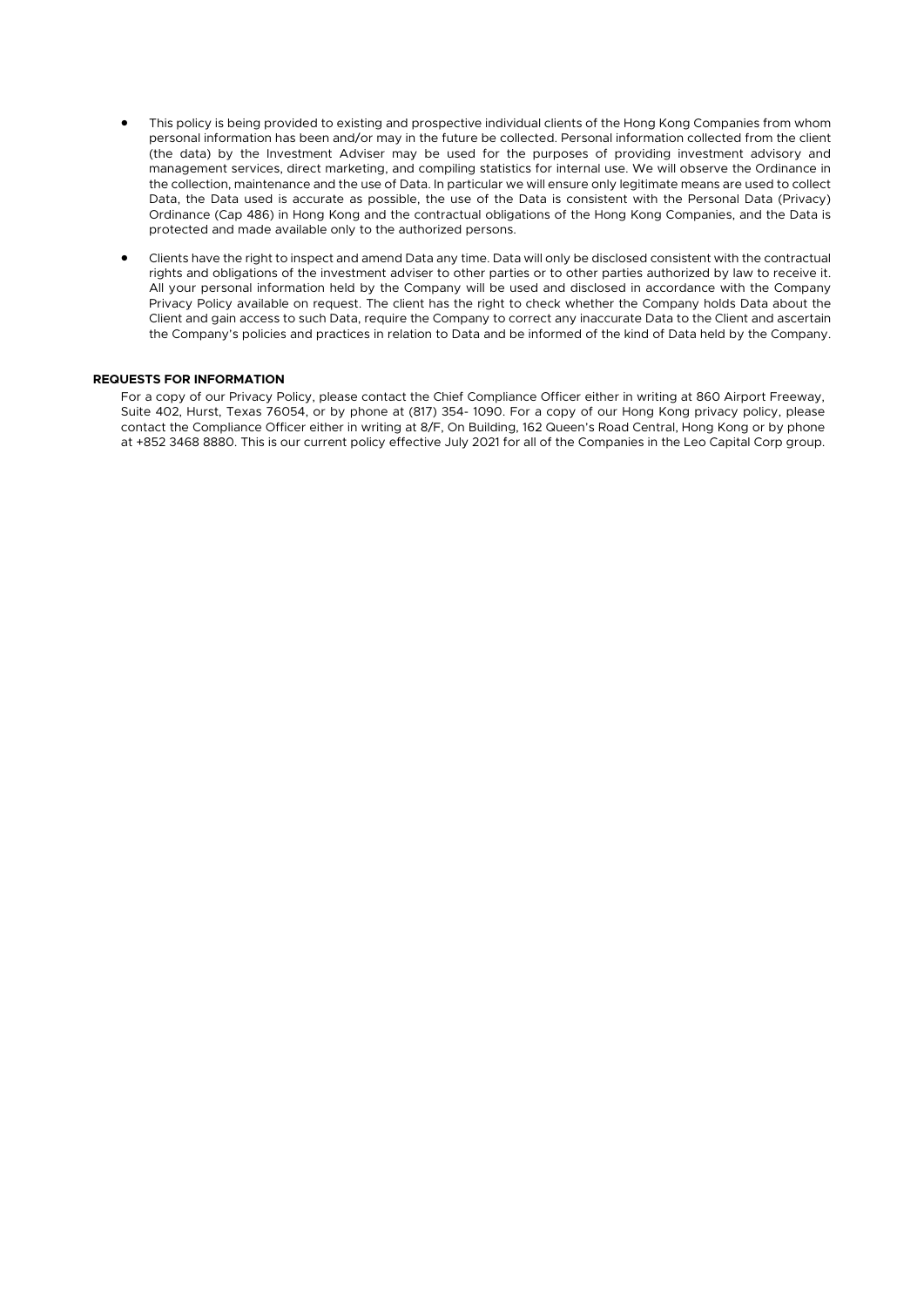- This policy is being provided to existing and prospective individual clients of the Hong Kong Companies from whom personal information has been and/or may in the future be collected. Personal information collected from the client (the data) by the Investment Adviser may be used for the purposes of providing investment advisory and management services, direct marketing, and compiling statistics for internal use. We will observe the Ordinance in the collection, maintenance and the use of Data. In particular we will ensure only legitimate means are used to collect Data, the Data used is accurate as possible, the use of the Data is consistent with the Personal Data (Privacy) Ordinance (Cap 486) in Hong Kong and the contractual obligations of the Hong Kong Companies, and the Data is protected and made available only to the authorized persons.

- Clients have the right to inspect and amend Data any time. Data will only be disclosed consistent with the contractual rights and obligations of the investment adviser to other parties or to other parties authorized by law to receive it. All your personal information held by the Company will be used and disclosed in accordance with the Company Privacy Policy available on request. The client has the right to check whether the Company holds Data about the Client and gain access to such Data, require the Company to correct any inaccurate Data to the Client and ascertain the Company's policies and practices in relation to Data and be informed of the kind of Data held by the Company.

**REQUESTS FOR INFORMATION**

For a copy of our Privacy Policy, please contact the Chief Compliance Officer either in writing at 860 Airport Freeway, Suite 402, Hurst, Texas 76054, or by phone at (817) 354- 1090. For a copy of our Hong Kong privacy policy, please contact the Compliance Officer either in writing at 8/F, On Building, 162 Queen's Road Central, Hong Kong or by phone at +852 3468 8880. This is our current policy effective July 2021 for all of the Companies in the Leo Capital Corp group.